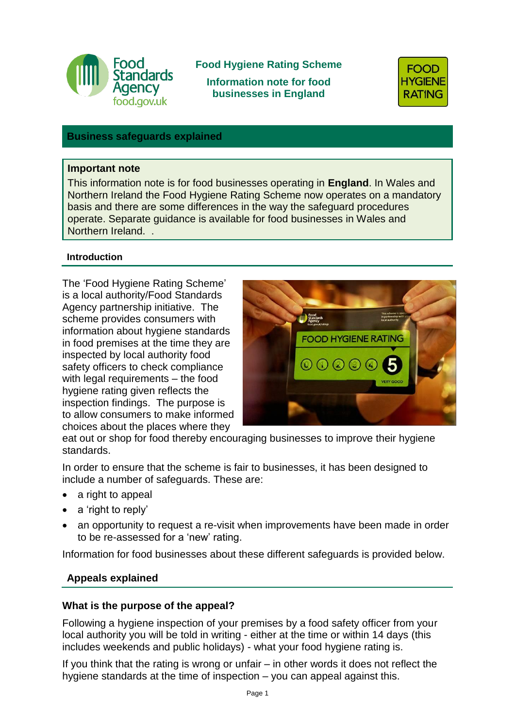Food Standards Agency
food.gov.uk

**Food Hygiene Rating Scheme**

**Information note for food businesses in England**

FOOD HYGIENE RATING

## Business safeguards explained

**Important note**

This information note is for food businesses operating in **England**. In Wales and Northern Ireland the Food Hygiene Rating Scheme now operates on a mandatory basis and there are some differences in the way the safeguard procedures operate. Separate guidance is available for food businesses in Wales and Northern Ireland. .

### Introduction

The 'Food Hygiene Rating Scheme' is a local authority/Food Standards Agency partnership initiative. The scheme provides consumers with information about hygiene standards in food premises at the time they are inspected by local authority food safety officers to check compliance with legal requirements – the food hygiene rating given reflects the inspection findings. The purpose is to allow consumers to make informed choices about the places where they eat out or shop for food thereby encouraging businesses to improve their hygiene standards.

In order to ensure that the scheme is fair to businesses, it has been designed to include a number of safeguards. These are:

- a right to appeal
- a 'right to reply'
- an opportunity to request a re-visit when improvements have been made in order to be re-assessed for a 'new' rating.

Information for food businesses about these different safeguards is provided below.

### Appeals explained

#### What is the purpose of the appeal?

Following a hygiene inspection of your premises by a food safety officer from your local authority you will be told in writing - either at the time or within 14 days (this includes weekends and public holidays) - what your food hygiene rating is.

If you think that the rating is wrong or unfair – in other words it does not reflect the hygiene standards at the time of inspection – you can appeal against this.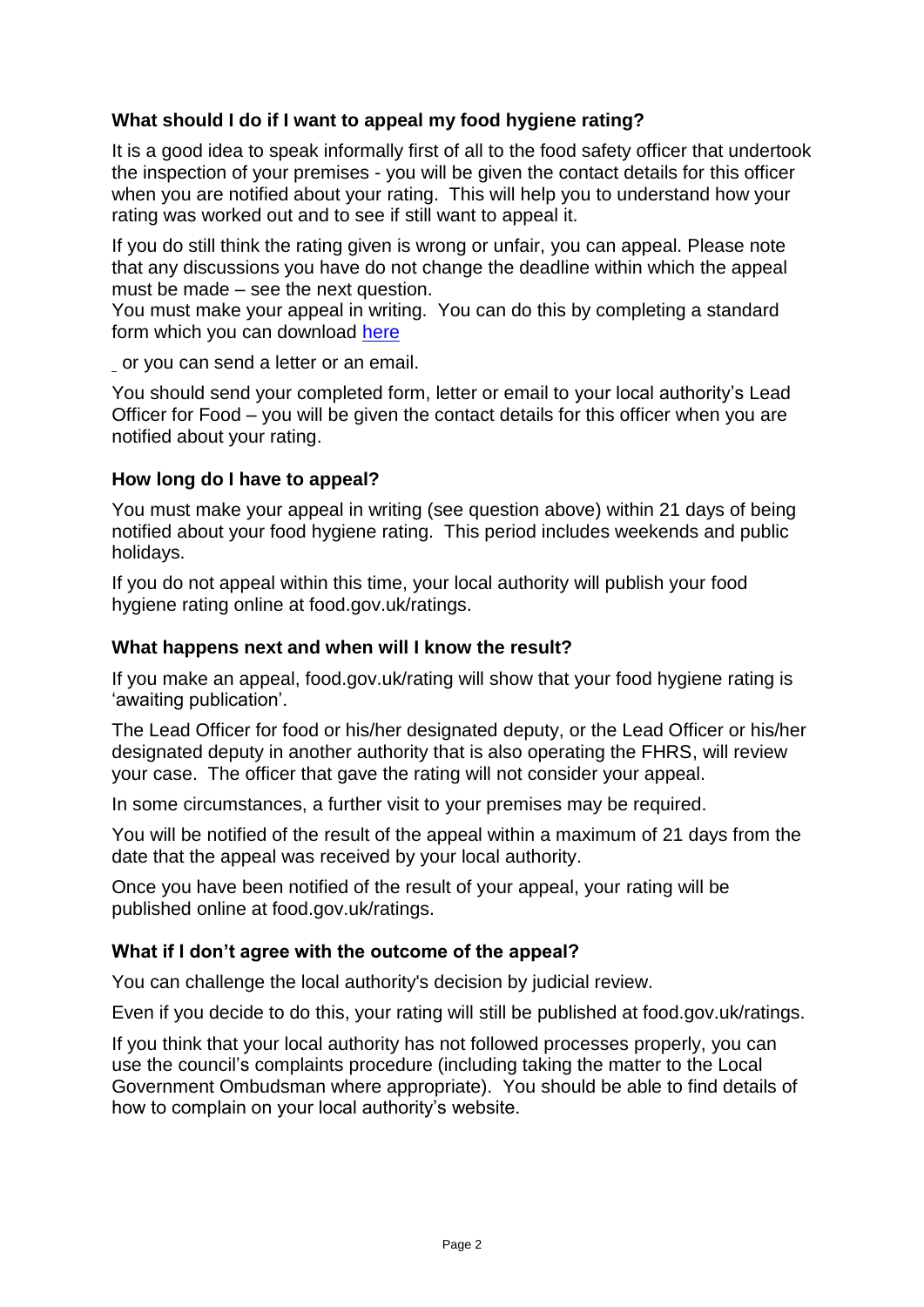### What should I do if I want to appeal my food hygiene rating?

It is a good idea to speak informally first of all to the food safety officer that undertook the inspection of your premises - you will be given the contact details for this officer when you are notified about your rating. This will help you to understand how your rating was worked out and to see if still want to appeal it.

If you do still think the rating given is wrong or unfair, you can appeal. Please note that any discussions you have do not change the deadline within which the appeal must be made – see the next question.

You must make your appeal in writing. You can do this by completing a standard form which you can download here

or you can send a letter or an email.

You should send your completed form, letter or email to your local authority's Lead Officer for Food – you will be given the contact details for this officer when you are notified about your rating.

### How long do I have to appeal?

You must make your appeal in writing (see question above) within 21 days of being notified about your food hygiene rating. This period includes weekends and public holidays.

If you do not appeal within this time, your local authority will publish your food hygiene rating online at food.gov.uk/ratings.

### What happens next and when will I know the result?

If you make an appeal, food.gov.uk/rating will show that your food hygiene rating is 'awaiting publication'.

The Lead Officer for food or his/her designated deputy, or the Lead Officer or his/her designated deputy in another authority that is also operating the FHRS, will review your case. The officer that gave the rating will not consider your appeal.

In some circumstances, a further visit to your premises may be required.

You will be notified of the result of the appeal within a maximum of 21 days from the date that the appeal was received by your local authority.

Once you have been notified of the result of your appeal, your rating will be published online at food.gov.uk/ratings.

### What if I don't agree with the outcome of the appeal?

You can challenge the local authority's decision by judicial review.

Even if you decide to do this, your rating will still be published at food.gov.uk/ratings.

If you think that your local authority has not followed processes properly, you can use the council's complaints procedure (including taking the matter to the Local Government Ombudsman where appropriate). You should be able to find details of how to complain on your local authority's website.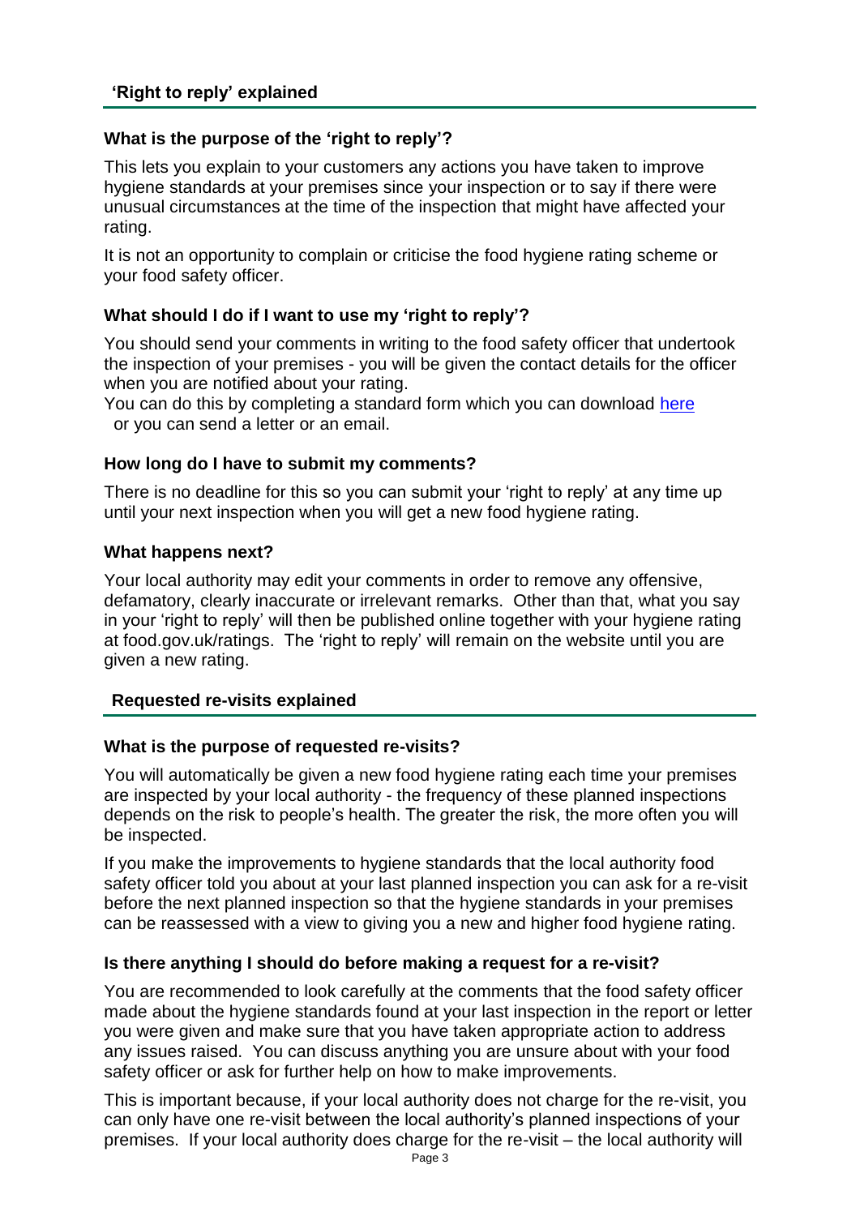## 'Right to reply' explained

### What is the purpose of the 'right to reply'?

This lets you explain to your customers any actions you have taken to improve hygiene standards at your premises since your inspection or to say if there were unusual circumstances at the time of the inspection that might have affected your rating.

It is not an opportunity to complain or criticise the food hygiene rating scheme or your food safety officer.

### What should I do if I want to use my 'right to reply'?

You should send your comments in writing to the food safety officer that undertook the inspection of your premises - you will be given the contact details for the officer when you are notified about your rating.

You can do this by completing a standard form which you can download here or you can send a letter or an email.

### How long do I have to submit my comments?

There is no deadline for this so you can submit your 'right to reply' at any time up until your next inspection when you will get a new food hygiene rating.

### What happens next?

Your local authority may edit your comments in order to remove any offensive, defamatory, clearly inaccurate or irrelevant remarks. Other than that, what you say in your 'right to reply' will then be published online together with your hygiene rating at food.gov.uk/ratings. The 'right to reply' will remain on the website until you are given a new rating.

## Requested re-visits explained

### What is the purpose of requested re-visits?

You will automatically be given a new food hygiene rating each time your premises are inspected by your local authority - the frequency of these planned inspections depends on the risk to people's health. The greater the risk, the more often you will be inspected.

If you make the improvements to hygiene standards that the local authority food safety officer told you about at your last planned inspection you can ask for a re-visit before the next planned inspection so that the hygiene standards in your premises can be reassessed with a view to giving you a new and higher food hygiene rating.

### Is there anything I should do before making a request for a re-visit?

You are recommended to look carefully at the comments that the food safety officer made about the hygiene standards found at your last inspection in the report or letter you were given and make sure that you have taken appropriate action to address any issues raised. You can discuss anything you are unsure about with your food safety officer or ask for further help on how to make improvements.

This is important because, if your local authority does not charge for the re-visit, you can only have one re-visit between the local authority's planned inspections of your premises. If your local authority does charge for the re-visit – the local authority will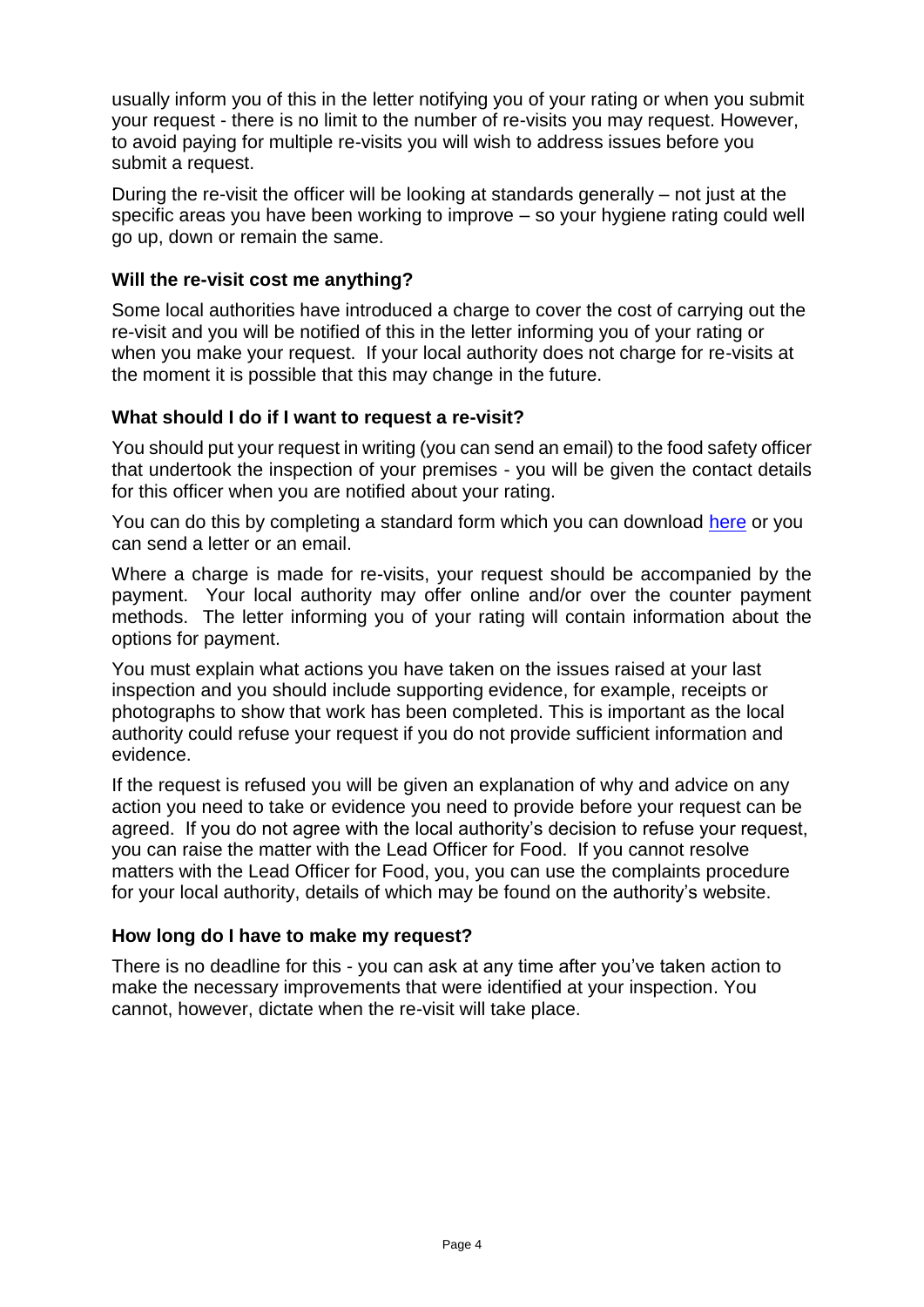usually inform you of this in the letter notifying you of your rating or when you submit your request - there is no limit to the number of re-visits you may request. However, to avoid paying for multiple re-visits you will wish to address issues before you submit a request.

During the re-visit the officer will be looking at standards generally – not just at the specific areas you have been working to improve – so your hygiene rating could well go up, down or remain the same.

### Will the re-visit cost me anything?

Some local authorities have introduced a charge to cover the cost of carrying out the re-visit and you will be notified of this in the letter informing you of your rating or when you make your request. If your local authority does not charge for re-visits at the moment it is possible that this may change in the future.

### What should I do if I want to request a re-visit?

You should put your request in writing (you can send an email) to the food safety officer that undertook the inspection of your premises - you will be given the contact details for this officer when you are notified about your rating.

You can do this by completing a standard form which you can download [here] or you can send a letter or an email.

Where a charge is made for re-visits, your request should be accompanied by the payment. Your local authority may offer online and/or over the counter payment methods. The letter informing you of your rating will contain information about the options for payment.

You must explain what actions you have taken on the issues raised at your last inspection and you should include supporting evidence, for example, receipts or photographs to show that work has been completed. This is important as the local authority could refuse your request if you do not provide sufficient information and evidence.

If the request is refused you will be given an explanation of why and advice on any action you need to take or evidence you need to provide before your request can be agreed. If you do not agree with the local authority's decision to refuse your request, you can raise the matter with the Lead Officer for Food. If you cannot resolve matters with the Lead Officer for Food, you, you can use the complaints procedure for your local authority, details of which may be found on the authority's website.

### How long do I have to make my request?

There is no deadline for this - you can ask at any time after you've taken action to make the necessary improvements that were identified at your inspection. You cannot, however, dictate when the re-visit will take place.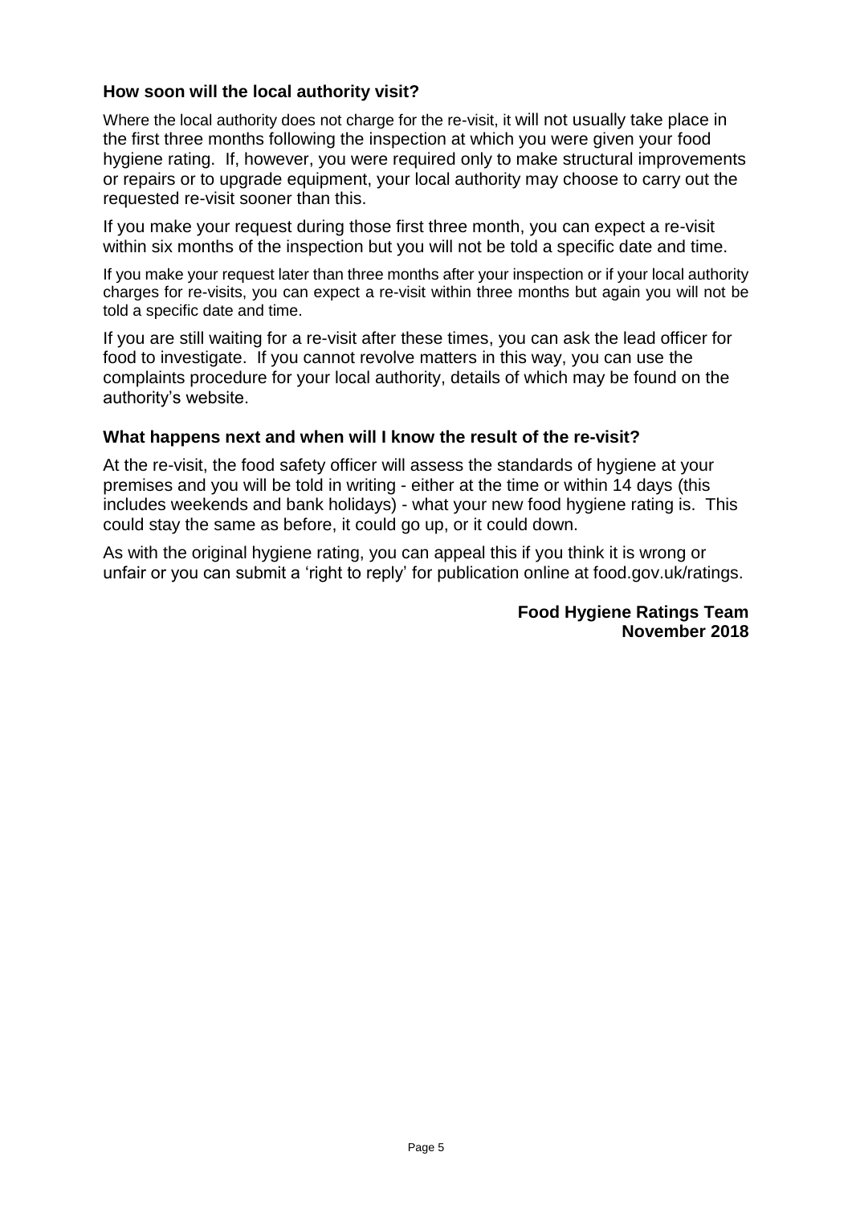### How soon will the local authority visit?

Where the local authority does not charge for the re-visit, it will not usually take place in the first three months following the inspection at which you were given your food hygiene rating. If, however, you were required only to make structural improvements or repairs or to upgrade equipment, your local authority may choose to carry out the requested re-visit sooner than this.

If you make your request during those first three month, you can expect a re-visit within six months of the inspection but you will not be told a specific date and time.

If you make your request later than three months after your inspection or if your local authority charges for re-visits, you can expect a re-visit within three months but again you will not be told a specific date and time.

If you are still waiting for a re-visit after these times, you can ask the lead officer for food to investigate. If you cannot revolve matters in this way, you can use the complaints procedure for your local authority, details of which may be found on the authority's website.

### What happens next and when will I know the result of the re-visit?

At the re-visit, the food safety officer will assess the standards of hygiene at your premises and you will be told in writing - either at the time or within 14 days (this includes weekends and bank holidays) - what your new food hygiene rating is. This could stay the same as before, it could go up, or it could down.

As with the original hygiene rating, you can appeal this if you think it is wrong or unfair or you can submit a 'right to reply' for publication online at food.gov.uk/ratings.

**Food Hygiene Ratings Team**
**November 2018**